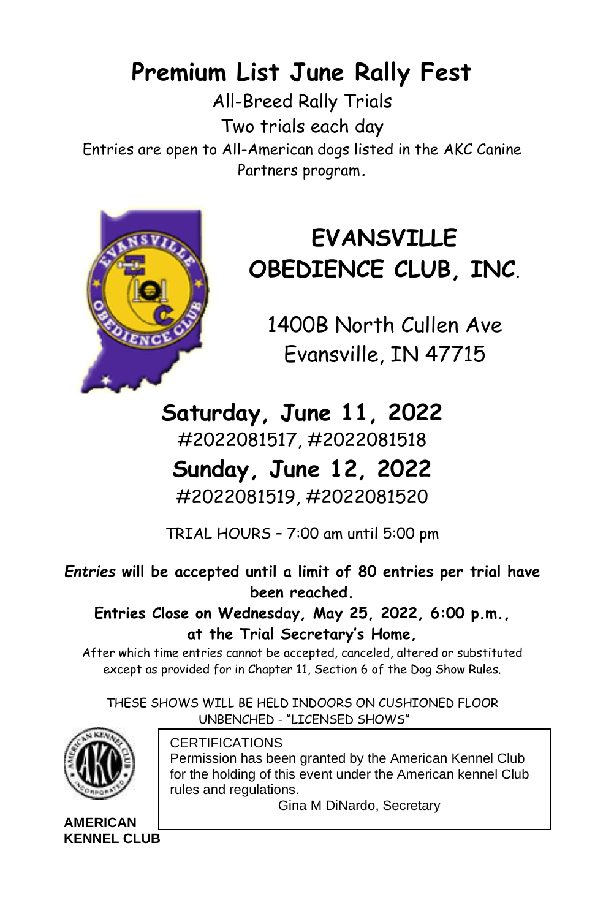# Premium List June Rally Fest

All-Breed Rally Trials

Two trials each day

Entries are open to All-American dogs listed in the AKC Canine Partners program.

## EVANSVILLE OBEDIENCE CLUB, INC.

1400B North Cullen Ave
Evansville, IN 47715

## Saturday, June 11, 2022

#2022081517, #2022081518

## Sunday, June 12, 2022

#2022081519, #2022081520

TRIAL HOURS – 7:00 am until 5:00 pm

***Entries* will be accepted until a limit of 80 entries per trial have been reached.**

**Entries Close on Wednesday, May 25, 2022, 6:00 p.m., at the Trial Secretary's Home,**

After which time entries cannot be accepted, canceled, altered or substituted except as provided for in Chapter 11, Section 6 of the Dog Show Rules.

THESE SHOWS WILL BE HELD INDOORS ON CUSHIONED FLOOR
UNBENCHED - "LICENSED SHOWS"

**AMERICAN KENNEL CLUB**

CERTIFICATIONS
Permission has been granted by the American Kennel Club for the holding of this event under the American kennel Club rules and regulations.

Gina M DiNardo, Secretary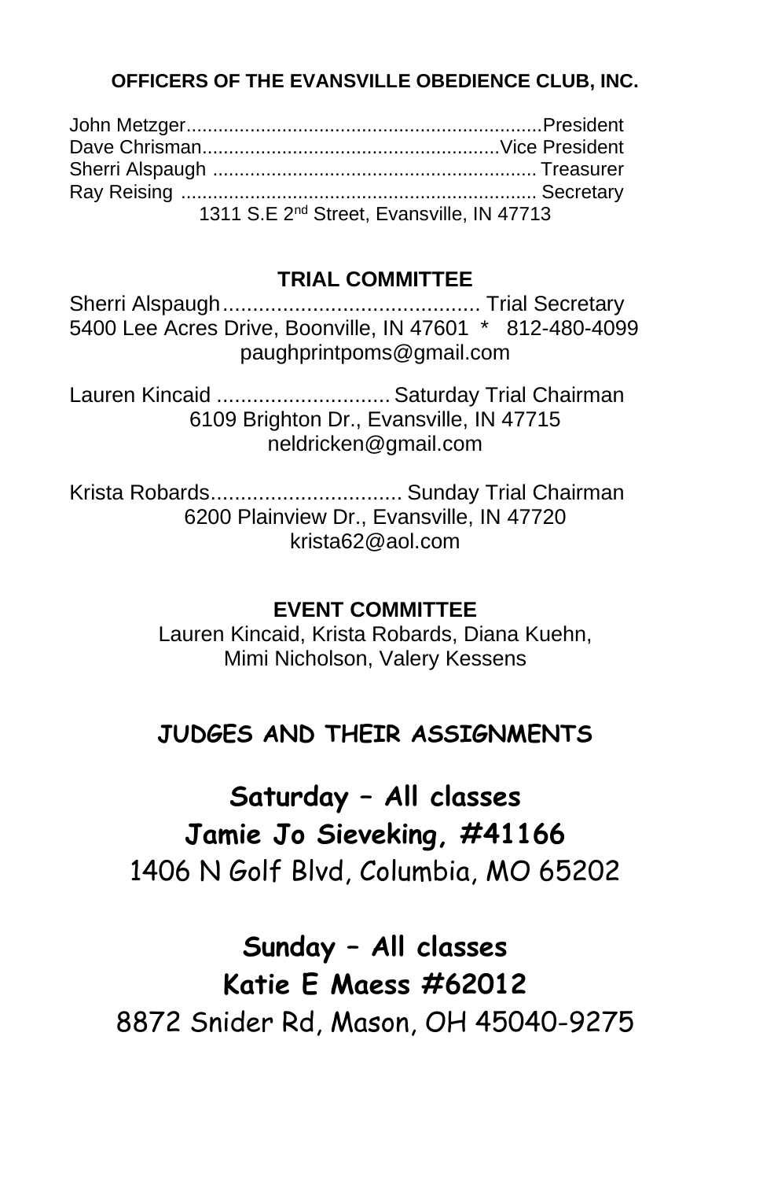**OFFICERS OF THE EVANSVILLE OBEDIENCE CLUB, INC.**

John Metzger..................................................................President
Dave Chrisman.......................................................Vice President
Sherri Alspaugh ............................................................ Treasurer
Ray Reising .................................................................. Secretary
1311 S.E 2nd Street, Evansville, IN 47713

**TRIAL COMMITTEE**

Sherri Alspaugh........................................... Trial Secretary
5400 Lee Acres Drive, Boonville, IN 47601 * 812-480-4099
paughprintpoms@gmail.com

Lauren Kincaid ............................. Saturday Trial Chairman
6109 Brighton Dr., Evansville, IN 47715
neldricken@gmail.com

Krista Robards................................ Sunday Trial Chairman
6200 Plainview Dr., Evansville, IN 47720
krista62@aol.com

**EVENT COMMITTEE**

Lauren Kincaid, Krista Robards, Diana Kuehn,
Mimi Nicholson, Valery Kessens

## JUDGES AND THEIR ASSIGNMENTS

**Saturday – All classes**
**Jamie Jo Sieveking, #41166**
1406 N Golf Blvd, Columbia, MO 65202

**Sunday – All classes**
**Katie E Maess #62012**
8872 Snider Rd, Mason, OH 45040-9275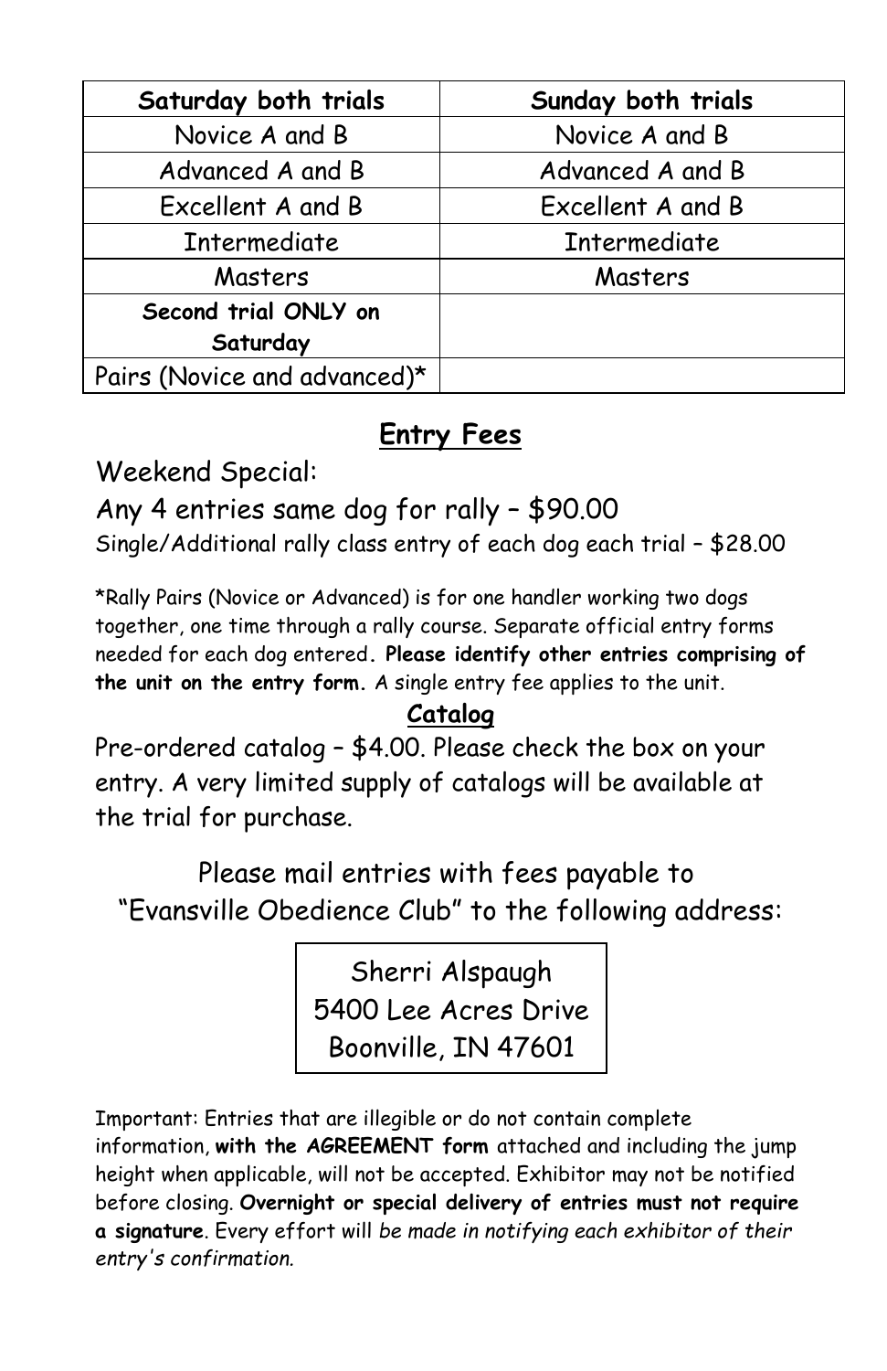| Saturday both trials | Sunday both trials |
| --- | --- |
| Novice A and B | Novice A and B |
| Advanced A and B | Advanced A and B |
| Excellent A and B | Excellent A and B |
| Intermediate | Intermediate |
| Masters | Masters |
| **Second trial ONLY on Saturday** | |
| Pairs (Novice and advanced)* | |

## Entry Fees

Weekend Special:

Any 4 entries same dog for rally – $90.00

Single/Additional rally class entry of each dog each trial – $28.00

*Rally Pairs (Novice or Advanced) is for one handler working two dogs together, one time through a rally course. Separate official entry forms needed for each dog entered. **Please identify other entries comprising of the unit on the entry form.** A single entry fee applies to the unit.

## Catalog

Pre-ordered catalog – $4.00. Please check the box on your entry. A very limited supply of catalogs will be available at the trial for purchase.

Please mail entries with fees payable to "Evansville Obedience Club" to the following address:

Sherri Alspaugh
5400 Lee Acres Drive
Boonville, IN 47601

Important: Entries that are illegible or do not contain complete information, **with the AGREEMENT form** attached and including the jump height when applicable, will not be accepted. Exhibitor may not be notified before closing. **Overnight or special delivery of entries must not require a signature**. Every effort will *be made in notifying each exhibitor of their entry's confirmation.*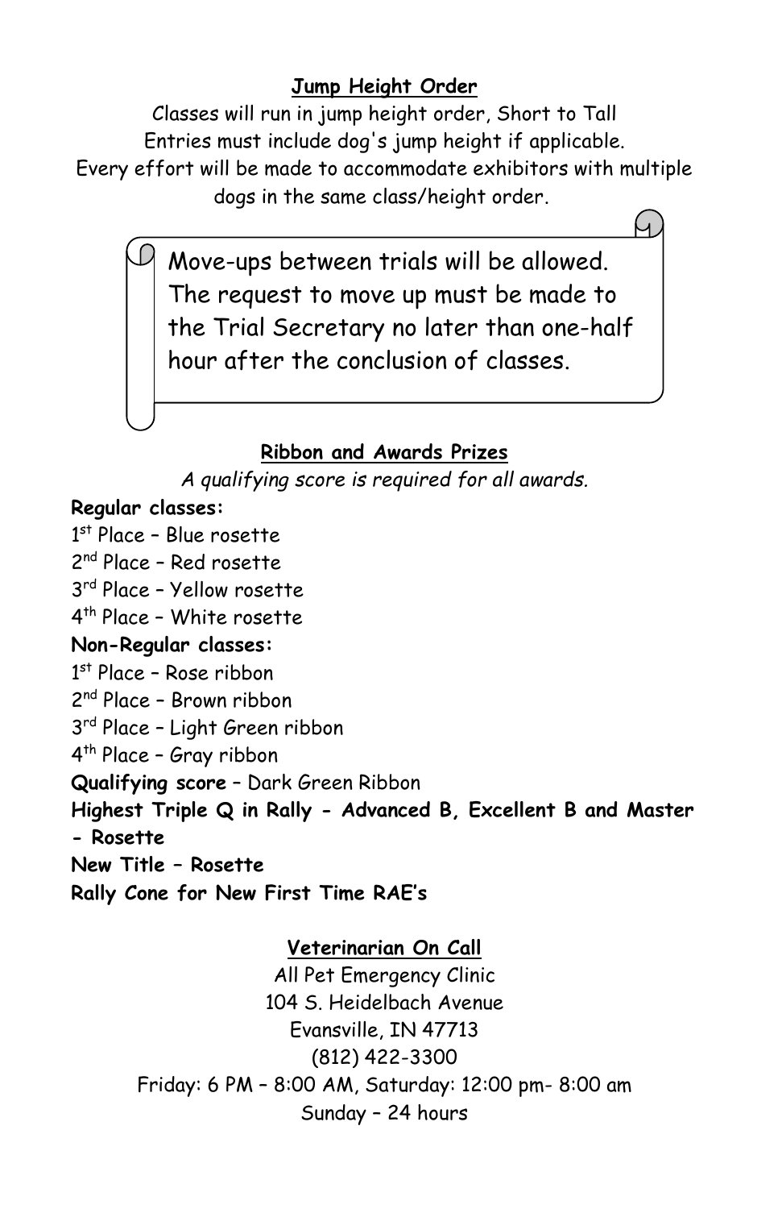## Jump Height Order

Classes will run in jump height order, Short to Tall
Entries must include dog's jump height if applicable.
Every effort will be made to accommodate exhibitors with multiple dogs in the same class/height order.

Move-ups between trials will be allowed. The request to move up must be made to the Trial Secretary no later than one-half hour after the conclusion of classes.

## Ribbon and Awards Prizes

*A qualifying score is required for all awards.*

**Regular classes:**
1st Place – Blue rosette
2nd Place – Red rosette
3rd Place – Yellow rosette
4th Place – White rosette

**Non-Regular classes:**
1st Place – Rose ribbon
2nd Place – Brown ribbon
3rd Place – Light Green ribbon
4th Place – Gray ribbon

**Qualifying score** – Dark Green Ribbon
**Highest Triple Q in Rally - Advanced B, Excellent B and Master - Rosette**
**New Title – Rosette**
**Rally Cone for New First Time RAE's**

## Veterinarian On Call

All Pet Emergency Clinic
104 S. Heidelbach Avenue
Evansville, IN 47713
(812) 422-3300
Friday: 6 PM – 8:00 AM, Saturday: 12:00 pm- 8:00 am
Sunday – 24 hours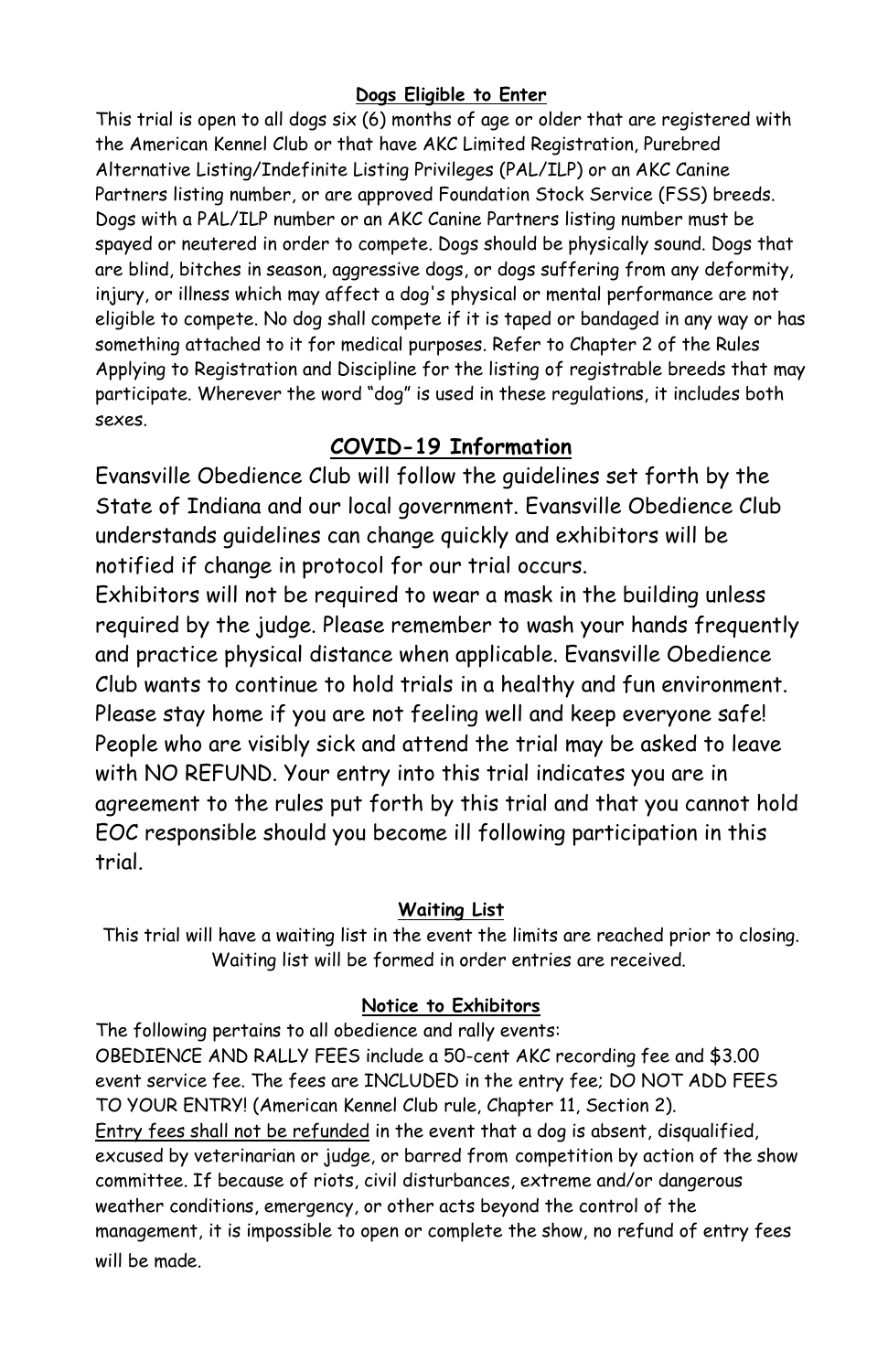### Dogs Eligible to Enter

This trial is open to all dogs six (6) months of age or older that are registered with the American Kennel Club or that have AKC Limited Registration, Purebred Alternative Listing/Indefinite Listing Privileges (PAL/ILP) or an AKC Canine Partners listing number, or are approved Foundation Stock Service (FSS) breeds. Dogs with a PAL/ILP number or an AKC Canine Partners listing number must be spayed or neutered in order to compete. Dogs should be physically sound. Dogs that are blind, bitches in season, aggressive dogs, or dogs suffering from any deformity, injury, or illness which may affect a dog's physical or mental performance are not eligible to compete. No dog shall compete if it is taped or bandaged in any way or has something attached to it for medical purposes. Refer to Chapter 2 of the Rules Applying to Registration and Discipline for the listing of registrable breeds that may participate. Wherever the word "dog" is used in these regulations, it includes both sexes.

## COVID-19 Information

Evansville Obedience Club will follow the guidelines set forth by the State of Indiana and our local government. Evansville Obedience Club understands guidelines can change quickly and exhibitors will be notified if change in protocol for our trial occurs.

Exhibitors will not be required to wear a mask in the building unless required by the judge. Please remember to wash your hands frequently and practice physical distance when applicable. Evansville Obedience Club wants to continue to hold trials in a healthy and fun environment. Please stay home if you are not feeling well and keep everyone safe! People who are visibly sick and attend the trial may be asked to leave with NO REFUND. Your entry into this trial indicates you are in agreement to the rules put forth by this trial and that you cannot hold EOC responsible should you become ill following participation in this trial.

### Waiting List

This trial will have a waiting list in the event the limits are reached prior to closing. Waiting list will be formed in order entries are received.

### Notice to Exhibitors

The following pertains to all obedience and rally events:

OBEDIENCE AND RALLY FEES include a 50-cent AKC recording fee and $3.00 event service fee. The fees are INCLUDED in the entry fee; DO NOT ADD FEES TO YOUR ENTRY! (American Kennel Club rule, Chapter 11, Section 2).

Entry fees shall not be refunded in the event that a dog is absent, disqualified, excused by veterinarian or judge, or barred from competition by action of the show committee. If because of riots, civil disturbances, extreme and/or dangerous weather conditions, emergency, or other acts beyond the control of the management, it is impossible to open or complete the show, no refund of entry fees will be made.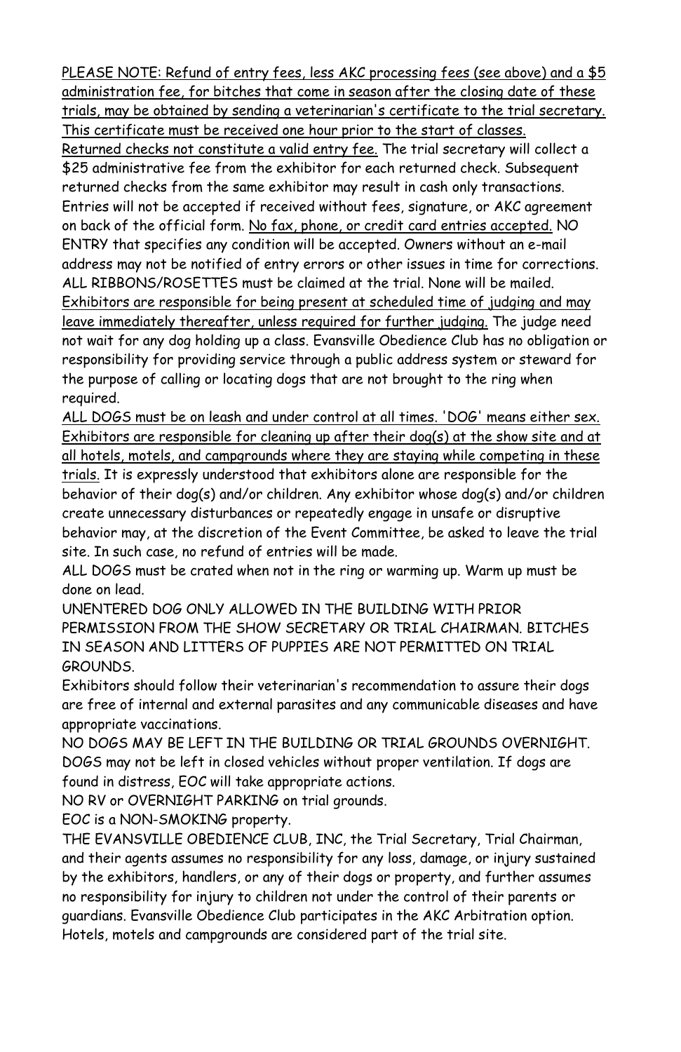PLEASE NOTE: Refund of entry fees, less AKC processing fees (see above) and a $5 administration fee, for bitches that come in season after the closing date of these trials, may be obtained by sending a veterinarian's certificate to the trial secretary. This certificate must be received one hour prior to the start of classes.

Returned checks not constitute a valid entry fee. The trial secretary will collect a $25 administrative fee from the exhibitor for each returned check. Subsequent returned checks from the same exhibitor may result in cash only transactions. Entries will not be accepted if received without fees, signature, or AKC agreement on back of the official form. No fax, phone, or credit card entries accepted. NO ENTRY that specifies any condition will be accepted. Owners without an e-mail address may not be notified of entry errors or other issues in time for corrections.

ALL RIBBONS/ROSETTES must be claimed at the trial. None will be mailed.

Exhibitors are responsible for being present at scheduled time of judging and may leave immediately thereafter, unless required for further judging. The judge need not wait for any dog holding up a class. Evansville Obedience Club has no obligation or responsibility for providing service through a public address system or steward for the purpose of calling or locating dogs that are not brought to the ring when required.

ALL DOGS must be on leash and under control at all times. 'DOG' means either sex. Exhibitors are responsible for cleaning up after their dog(s) at the show site and at all hotels, motels, and campgrounds where they are staying while competing in these trials. It is expressly understood that exhibitors alone are responsible for the behavior of their dog(s) and/or children. Any exhibitor whose dog(s) and/or children create unnecessary disturbances or repeatedly engage in unsafe or disruptive behavior may, at the discretion of the Event Committee, be asked to leave the trial site. In such case, no refund of entries will be made.

ALL DOGS must be crated when not in the ring or warming up. Warm up must be done on lead.

UNENTERED DOG ONLY ALLOWED IN THE BUILDING WITH PRIOR PERMISSION FROM THE SHOW SECRETARY OR TRIAL CHAIRMAN. BITCHES IN SEASON AND LITTERS OF PUPPIES ARE NOT PERMITTED ON TRIAL GROUNDS.

Exhibitors should follow their veterinarian's recommendation to assure their dogs are free of internal and external parasites and any communicable diseases and have appropriate vaccinations.

NO DOGS MAY BE LEFT IN THE BUILDING OR TRIAL GROUNDS OVERNIGHT. DOGS may not be left in closed vehicles without proper ventilation. If dogs are found in distress, EOC will take appropriate actions.

NO RV or OVERNIGHT PARKING on trial grounds.

EOC is a NON-SMOKING property.

THE EVANSVILLE OBEDIENCE CLUB, INC, the Trial Secretary, Trial Chairman, and their agents assumes no responsibility for any loss, damage, or injury sustained by the exhibitors, handlers, or any of their dogs or property, and further assumes no responsibility for injury to children not under the control of their parents or guardians. Evansville Obedience Club participates in the AKC Arbitration option. Hotels, motels and campgrounds are considered part of the trial site.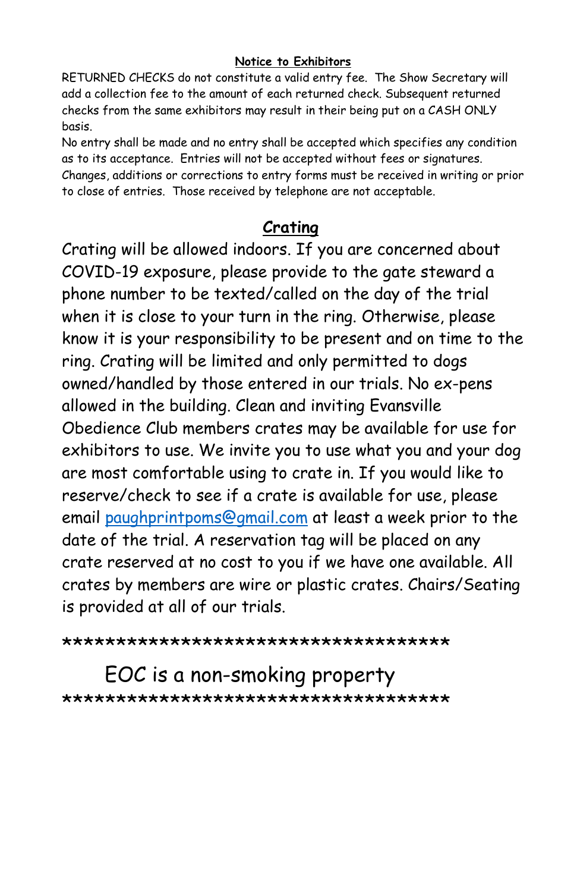## Notice to Exhibitors

RETURNED CHECKS do not constitute a valid entry fee. The Show Secretary will add a collection fee to the amount of each returned check. Subsequent returned checks from the same exhibitors may result in their being put on a CASH ONLY basis.

No entry shall be made and no entry shall be accepted which specifies any condition as to its acceptance. Entries will not be accepted without fees or signatures. Changes, additions or corrections to entry forms must be received in writing or prior to close of entries. Those received by telephone are not acceptable.

## Crating

Crating will be allowed indoors. If you are concerned about COVID-19 exposure, please provide to the gate steward a phone number to be texted/called on the day of the trial when it is close to your turn in the ring. Otherwise, please know it is your responsibility to be present and on time to the ring. Crating will be limited and only permitted to dogs owned/handled by those entered in our trials. No ex-pens allowed in the building. Clean and inviting Evansville Obedience Club members crates may be available for use for exhibitors to use. We invite you to use what you and your dog are most comfortable using to crate in. If you would like to reserve/check to see if a crate is available for use, please email paughprintpoms@gmail.com at least a week prior to the date of the trial. A reservation tag will be placed on any crate reserved at no cost to you if we have one available. All crates by members are wire or plastic crates. Chairs/Seating is provided at all of our trials.

*************************************

EOC is a non-smoking property

*************************************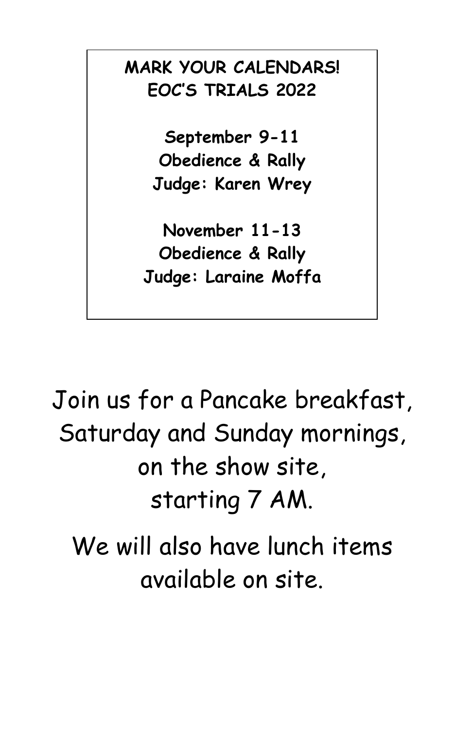**MARK YOUR CALENDARS!**
**EOC'S TRIALS 2022**

**September 9-11**
**Obedience & Rally**
**Judge: Karen Wrey**

**November 11-13**
**Obedience & Rally**
**Judge: Laraine Moffa**

Join us for a Pancake breakfast, Saturday and Sunday mornings, on the show site, starting 7 AM.

We will also have lunch items available on site.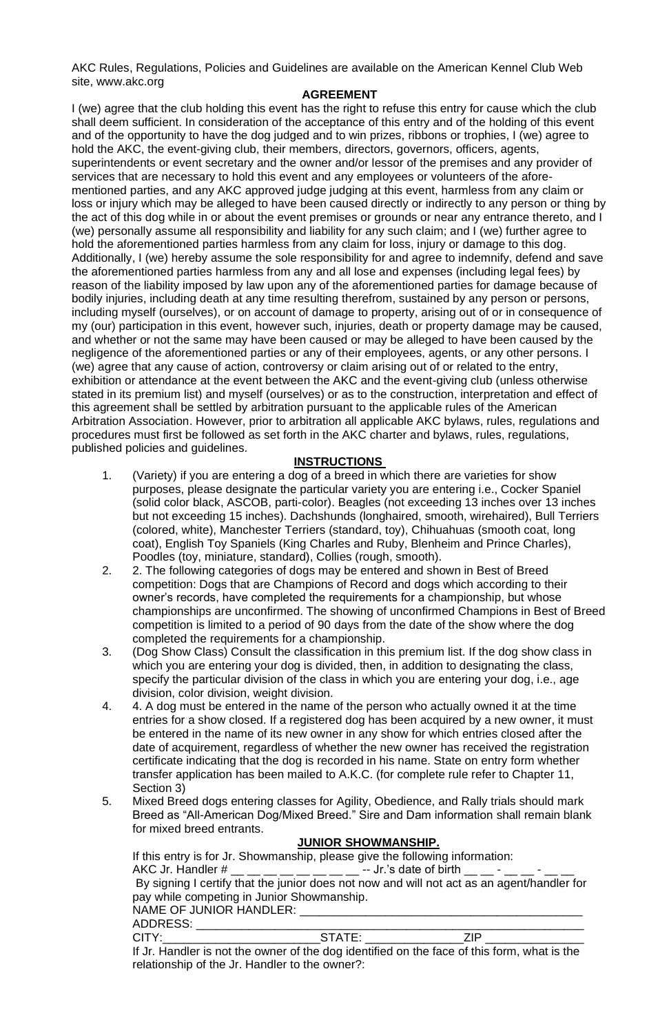AKC Rules, Regulations, Policies and Guidelines are available on the American Kennel Club Web site, www.akc.org

## AGREEMENT

I (we) agree that the club holding this event has the right to refuse this entry for cause which the club shall deem sufficient. In consideration of the acceptance of this entry and of the holding of this event and of the opportunity to have the dog judged and to win prizes, ribbons or trophies, I (we) agree to hold the AKC, the event-giving club, their members, directors, governors, officers, agents, superintendents or event secretary and the owner and/or lessor of the premises and any provider of services that are necessary to hold this event and any employees or volunteers of the afore-mentioned parties, and any AKC approved judge judging at this event, harmless from any claim or loss or injury which may be alleged to have been caused directly or indirectly to any person or thing by the act of this dog while in or about the event premises or grounds or near any entrance thereto, and I (we) personally assume all responsibility and liability for any such claim; and I (we) further agree to hold the aforementioned parties harmless from any claim for loss, injury or damage to this dog. Additionally, I (we) hereby assume the sole responsibility for and agree to indemnify, defend and save the aforementioned parties harmless from any and all lose and expenses (including legal fees) by reason of the liability imposed by law upon any of the aforementioned parties for damage because of bodily injuries, including death at any time resulting therefrom, sustained by any person or persons, including myself (ourselves), or on account of damage to property, arising out of or in consequence of my (our) participation in this event, however such, injuries, death or property damage may be caused, and whether or not the same may have been caused or may be alleged to have been caused by the negligence of the aforementioned parties or any of their employees, agents, or any other persons. I (we) agree that any cause of action, controversy or claim arising out of or related to the entry, exhibition or attendance at the event between the AKC and the event-giving club (unless otherwise stated in its premium list) and myself (ourselves) or as to the construction, interpretation and effect of this agreement shall be settled by arbitration pursuant to the applicable rules of the American Arbitration Association. However, prior to arbitration all applicable AKC bylaws, rules, regulations and procedures must first be followed as set forth in the AKC charter and bylaws, rules, regulations, published policies and guidelines.

## INSTRUCTIONS

1. (Variety) if you are entering a dog of a breed in which there are varieties for show purposes, please designate the particular variety you are entering i.e., Cocker Spaniel (solid color black, ASCOB, parti-color). Beagles (not exceeding 13 inches over 13 inches but not exceeding 15 inches). Dachshunds (longhaired, smooth, wirehaired), Bull Terriers (colored, white), Manchester Terriers (standard, toy), Chihuahuas (smooth coat, long coat), English Toy Spaniels (King Charles and Ruby, Blenheim and Prince Charles), Poodles (toy, miniature, standard), Collies (rough, smooth).
2. 2. The following categories of dogs may be entered and shown in Best of Breed competition: Dogs that are Champions of Record and dogs which according to their owner's records, have completed the requirements for a championship, but whose championships are unconfirmed. The showing of unconfirmed Champions in Best of Breed competition is limited to a period of 90 days from the date of the show where the dog completed the requirements for a championship.
3. (Dog Show Class) Consult the classification in this premium list. If the dog show class in which you are entering your dog is divided, then, in addition to designating the class, specify the particular division of the class in which you are entering your dog, i.e., age division, color division, weight division.
4. 4. A dog must be entered in the name of the person who actually owned it at the time entries for a show closed. If a registered dog has been acquired by a new owner, it must be entered in the name of its new owner in any show for which entries closed after the date of acquirement, regardless of whether the new owner has received the registration certificate indicating that the dog is recorded in his name. State on entry form whether transfer application has been mailed to A.K.C. (for complete rule refer to Chapter 11, Section 3)
5. Mixed Breed dogs entering classes for Agility, Obedience, and Rally trials should mark Breed as "All-American Dog/Mixed Breed." Sire and Dam information shall remain blank for mixed breed entrants.

## JUNIOR SHOWMANSHIP.

If this entry is for Jr. Showmanship, please give the following information:

AKC Jr. Handler # __ __ __ __ __ __ __ __ -- Jr.'s date of birth __ __ - __ __ - __ __

By signing I certify that the junior does not now and will not act as an agent/handler for pay while competing in Junior Showmanship.

NAME OF JUNIOR HANDLER: ____________________________________________

ADDRESS: ______________________________________________________

CITY:________________________STATE: _______________ZIP _______________

If Jr. Handler is not the owner of the dog identified on the face of this form, what is the relationship of the Jr. Handler to the owner?: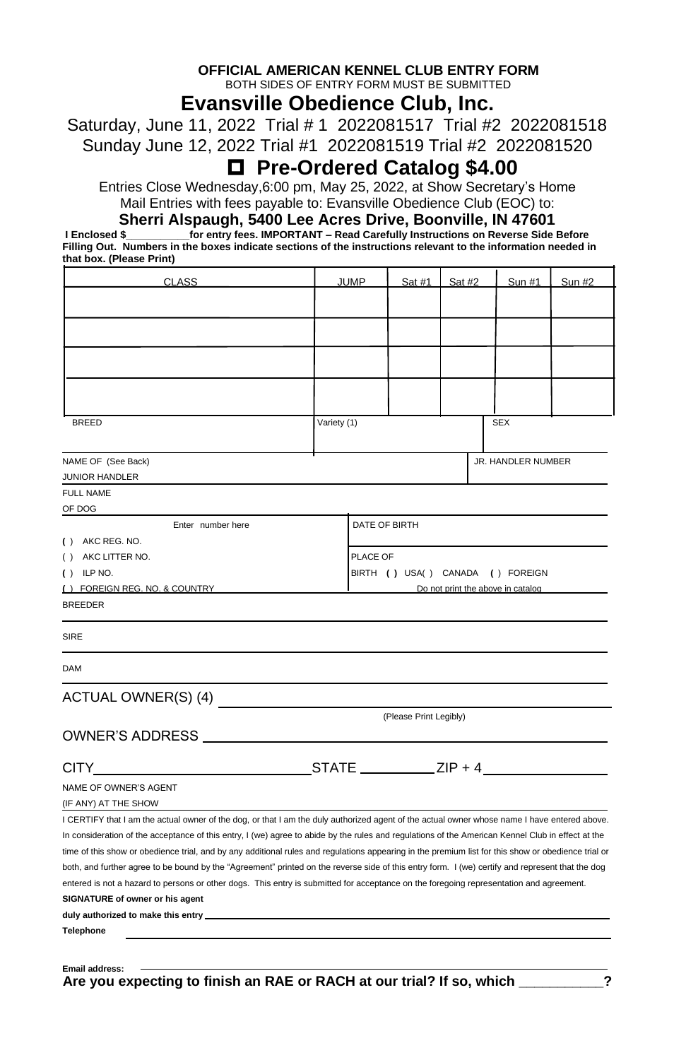**OFFICIAL AMERICAN KENNEL CLUB ENTRY FORM**
BOTH SIDES OF ENTRY FORM MUST BE SUBMITTED

# Evansville Obedience Club, Inc.

Saturday, June 11, 2022 Trial # 1 2022081517 Trial #2 2022081518
Sunday June 12, 2022 Trial #1 2022081519 Trial #2 2022081520

## ☐ Pre-Ordered Catalog $4.00

Entries Close Wednesday,6:00 pm, May 25, 2022, at Show Secretary's Home
Mail Entries with fees payable to: Evansville Obedience Club (EOC) to:

**Sherri Alspaugh, 5400 Lee Acres Drive, Boonville, IN 47601**

**I Enclosed $___________for entry fees. IMPORTANT – Read Carefully Instructions on Reverse Side Before Filling Out. Numbers in the boxes indicate sections of the instructions relevant to the information needed in that box. (Please Print)**

| CLASS | JUMP | Sat #1 | Sat #2 | Sun #1 | Sun #2 |
|---|---|---|---|---|---|
| | | | | | |
| | | | | | |
| | | | | | |
| | | | | | |

BREED | Variety (1) | SEX

NAME OF (See Back) JUNIOR HANDLER | JR. HANDLER NUMBER

FULL NAME OF DOG

Enter number here

( ) AKC REG. NO.
( ) AKC LITTER NO.
( ) ILP NO.
( ) FOREIGN REG. NO. & COUNTRY

DATE OF BIRTH

PLACE OF BIRTH ( ) USA( ) CANADA ( ) FOREIGN
Do not print the above in catalog

BREEDER

SIRE

DAM

ACTUAL OWNER(S) (4)

(Please Print Legibly)

OWNER'S ADDRESS

CITY________________________STATE __________ZIP + 4________________

NAME OF OWNER'S AGENT (IF ANY) AT THE SHOW

I CERTIFY that I am the actual owner of the dog, or that I am the duly authorized agent of the actual owner whose name I have entered above. In consideration of the acceptance of this entry, I (we) agree to abide by the rules and regulations of the American Kennel Club in effect at the time of this show or obedience trial, and by any additional rules and regulations appearing in the premium list for this show or obedience trial or both, and further agree to be bound by the "Agreement" printed on the reverse side of this entry form. I (we) certify and represent that the dog entered is not a hazard to persons or other dogs. This entry is submitted for acceptance on the foregoing representation and agreement.

**SIGNATURE of owner or his agent duly authorized to make this entry**

**Telephone**

**Email address:**

**Are you expecting to finish an RAE or RACH at our trial? If so, which ___________?**